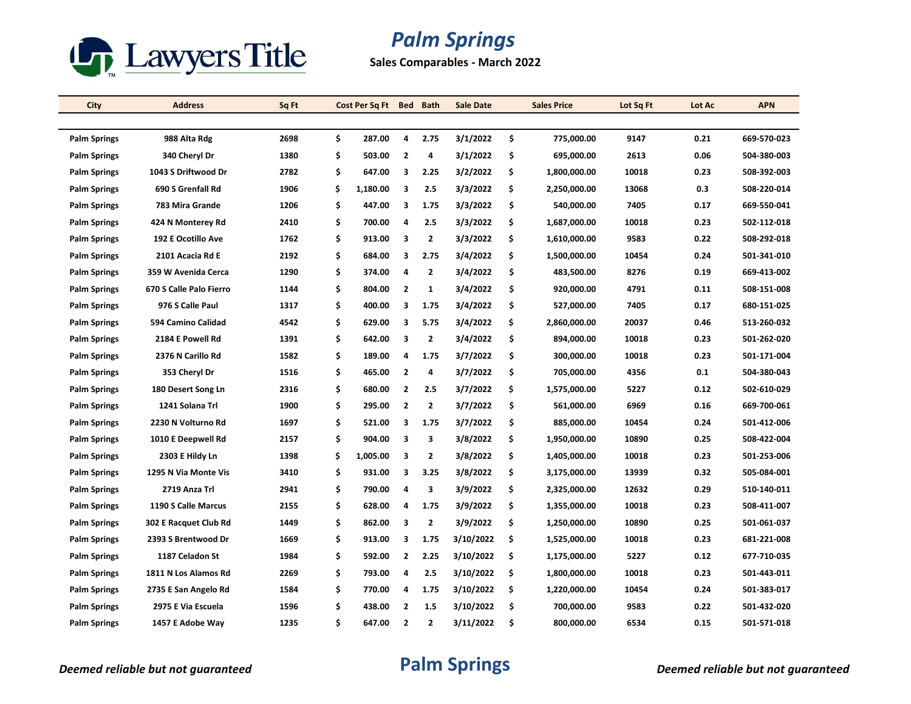Lawyers Title

# Palm Springs

**Sales Comparables - March 2022**

| City | Address | Sq Ft | Cost Per Sq Ft | Bed | Bath | Sale Date | Sales Price | Lot Sq Ft | Lot Ac | APN |
|---|---|---|---|---|---|---|---|---|---|---|
| Palm Springs | 988 Alta Rdg | 2698 | $ 287.00 | 4 | 2.75 | 3/1/2022 | $ 775,000.00 | 9147 | 0.21 | 669-570-023 |
| Palm Springs | 340 Cheryl Dr | 1380 | $ 503.00 | 2 | 4 | 3/1/2022 | $ 695,000.00 | 2613 | 0.06 | 504-380-003 |
| Palm Springs | 1043 S Driftwood Dr | 2782 | $ 647.00 | 3 | 2.25 | 3/2/2022 | $ 1,800,000.00 | 10018 | 0.23 | 508-392-003 |
| Palm Springs | 690 S Grenfall Rd | 1906 | $ 1,180.00 | 3 | 2.5 | 3/3/2022 | $ 2,250,000.00 | 13068 | 0.3 | 508-220-014 |
| Palm Springs | 783 Mira Grande | 1206 | $ 447.00 | 3 | 1.75 | 3/3/2022 | $ 540,000.00 | 7405 | 0.17 | 669-550-041 |
| Palm Springs | 424 N Monterey Rd | 2410 | $ 700.00 | 4 | 2.5 | 3/3/2022 | $ 1,687,000.00 | 10018 | 0.23 | 502-112-018 |
| Palm Springs | 192 E Ocotillo Ave | 1762 | $ 913.00 | 3 | 2 | 3/3/2022 | $ 1,610,000.00 | 9583 | 0.22 | 508-292-018 |
| Palm Springs | 2101 Acacia Rd E | 2192 | $ 684.00 | 3 | 2.75 | 3/4/2022 | $ 1,500,000.00 | 10454 | 0.24 | 501-341-010 |
| Palm Springs | 359 W Avenida Cerca | 1290 | $ 374.00 | 4 | 2 | 3/4/2022 | $ 483,500.00 | 8276 | 0.19 | 669-413-002 |
| Palm Springs | 670 S Calle Palo Fierro | 1144 | $ 804.00 | 2 | 1 | 3/4/2022 | $ 920,000.00 | 4791 | 0.11 | 508-151-008 |
| Palm Springs | 976 S Calle Paul | 1317 | $ 400.00 | 3 | 1.75 | 3/4/2022 | $ 527,000.00 | 7405 | 0.17 | 680-151-025 |
| Palm Springs | 594 Camino Calidad | 4542 | $ 629.00 | 3 | 5.75 | 3/4/2022 | $ 2,860,000.00 | 20037 | 0.46 | 513-260-032 |
| Palm Springs | 2184 E Powell Rd | 1391 | $ 642.00 | 3 | 2 | 3/4/2022 | $ 894,000.00 | 10018 | 0.23 | 501-262-020 |
| Palm Springs | 2376 N Carillo Rd | 1582 | $ 189.00 | 4 | 1.75 | 3/7/2022 | $ 300,000.00 | 10018 | 0.23 | 501-171-004 |
| Palm Springs | 353 Cheryl Dr | 1516 | $ 465.00 | 2 | 4 | 3/7/2022 | $ 705,000.00 | 4356 | 0.1 | 504-380-043 |
| Palm Springs | 180 Desert Song Ln | 2316 | $ 680.00 | 2 | 2.5 | 3/7/2022 | $ 1,575,000.00 | 5227 | 0.12 | 502-610-029 |
| Palm Springs | 1241 Solana Trl | 1900 | $ 295.00 | 2 | 2 | 3/7/2022 | $ 561,000.00 | 6969 | 0.16 | 669-700-061 |
| Palm Springs | 2230 N Volturno Rd | 1697 | $ 521.00 | 3 | 1.75 | 3/7/2022 | $ 885,000.00 | 10454 | 0.24 | 501-412-006 |
| Palm Springs | 1010 E Deepwell Rd | 2157 | $ 904.00 | 3 | 3 | 3/8/2022 | $ 1,950,000.00 | 10890 | 0.25 | 508-422-004 |
| Palm Springs | 2303 E Hildy Ln | 1398 | $ 1,005.00 | 3 | 2 | 3/8/2022 | $ 1,405,000.00 | 10018 | 0.23 | 501-253-006 |
| Palm Springs | 1295 N Via Monte Vis | 3410 | $ 931.00 | 3 | 3.25 | 3/8/2022 | $ 3,175,000.00 | 13939 | 0.32 | 505-084-001 |
| Palm Springs | 2719 Anza Trl | 2941 | $ 790.00 | 4 | 3 | 3/9/2022 | $ 2,325,000.00 | 12632 | 0.29 | 510-140-011 |
| Palm Springs | 1190 S Calle Marcus | 2155 | $ 628.00 | 4 | 1.75 | 3/9/2022 | $ 1,355,000.00 | 10018 | 0.23 | 508-411-007 |
| Palm Springs | 302 E Racquet Club Rd | 1449 | $ 862.00 | 3 | 2 | 3/9/2022 | $ 1,250,000.00 | 10890 | 0.25 | 501-061-037 |
| Palm Springs | 2393 S Brentwood Dr | 1669 | $ 913.00 | 3 | 1.75 | 3/10/2022 | $ 1,525,000.00 | 10018 | 0.23 | 681-221-008 |
| Palm Springs | 1187 Celadon St | 1984 | $ 592.00 | 2 | 2.25 | 3/10/2022 | $ 1,175,000.00 | 5227 | 0.12 | 677-710-035 |
| Palm Springs | 1811 N Los Alamos Rd | 2269 | $ 793.00 | 4 | 2.5 | 3/10/2022 | $ 1,800,000.00 | 10018 | 0.23 | 501-443-011 |
| Palm Springs | 2735 E San Angelo Rd | 1584 | $ 770.00 | 4 | 1.75 | 3/10/2022 | $ 1,220,000.00 | 10454 | 0.24 | 501-383-017 |
| Palm Springs | 2975 E Via Escuela | 1596 | $ 438.00 | 2 | 1.5 | 3/10/2022 | $ 700,000.00 | 9583 | 0.22 | 501-432-020 |
| Palm Springs | 1457 E Adobe Way | 1235 | $ 647.00 | 2 | 2 | 3/11/2022 | $ 800,000.00 | 6534 | 0.15 | 501-571-018 |

*Deemed reliable but not guaranteed*

*Deemed reliable but not guaranteed*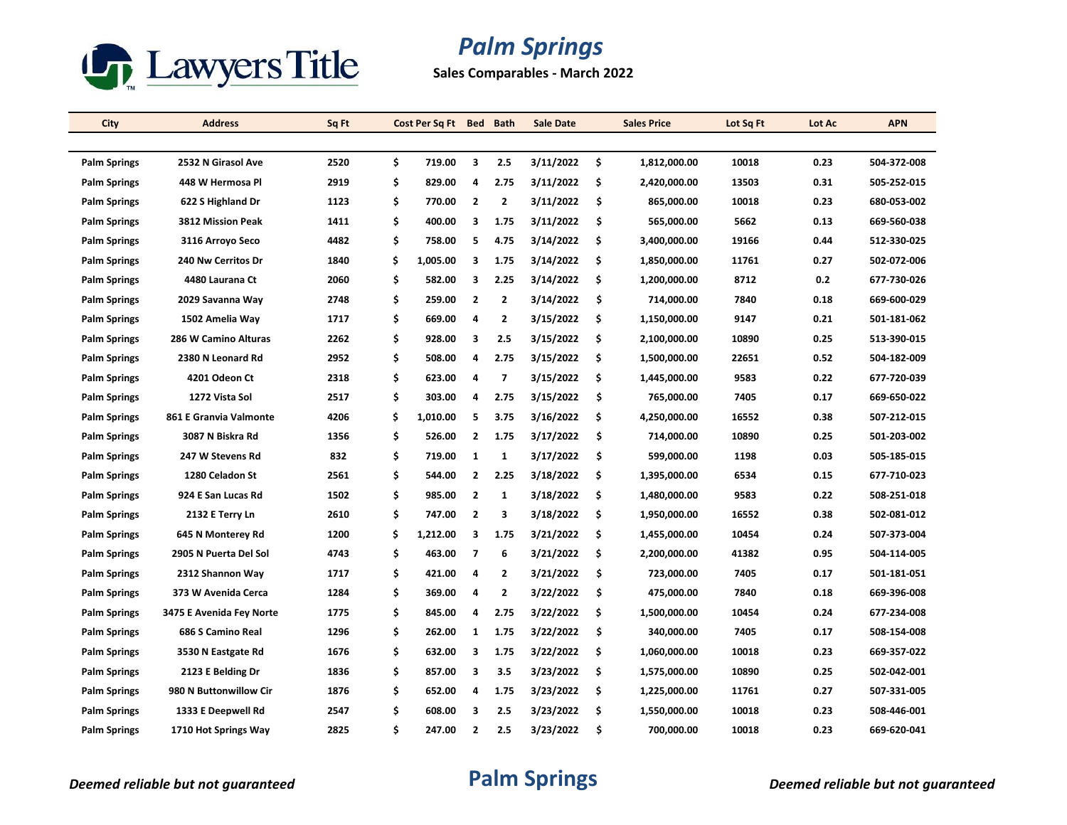Lawyers Title

# Palm Springs

**Sales Comparables - March 2022**

| City | Address | Sq Ft | Cost Per Sq Ft | Bed | Bath | Sale Date | Sales Price | Lot Sq Ft | Lot Ac | APN |
|---|---|---|---|---|---|---|---|---|---|---|
| Palm Springs | 2532 N Girasol Ave | 2520 | $ 719.00 | 3 | 2.5 | 3/11/2022 | $ 1,812,000.00 | 10018 | 0.23 | 504-372-008 |
| Palm Springs | 448 W Hermosa Pl | 2919 | $ 829.00 | 4 | 2.75 | 3/11/2022 | $ 2,420,000.00 | 13503 | 0.31 | 505-252-015 |
| Palm Springs | 622 S Highland Dr | 1123 | $ 770.00 | 2 | 2 | 3/11/2022 | $ 865,000.00 | 10018 | 0.23 | 680-053-002 |
| Palm Springs | 3812 Mission Peak | 1411 | $ 400.00 | 3 | 1.75 | 3/11/2022 | $ 565,000.00 | 5662 | 0.13 | 669-560-038 |
| Palm Springs | 3116 Arroyo Seco | 4482 | $ 758.00 | 5 | 4.75 | 3/14/2022 | $ 3,400,000.00 | 19166 | 0.44 | 512-330-025 |
| Palm Springs | 240 Nw Cerritos Dr | 1840 | $ 1,005.00 | 3 | 1.75 | 3/14/2022 | $ 1,850,000.00 | 11761 | 0.27 | 502-072-006 |
| Palm Springs | 4480 Laurana Ct | 2060 | $ 582.00 | 3 | 2.25 | 3/14/2022 | $ 1,200,000.00 | 8712 | 0.2 | 677-730-026 |
| Palm Springs | 2029 Savanna Way | 2748 | $ 259.00 | 2 | 2 | 3/14/2022 | $ 714,000.00 | 7840 | 0.18 | 669-600-029 |
| Palm Springs | 1502 Amelia Way | 1717 | $ 669.00 | 4 | 2 | 3/15/2022 | $ 1,150,000.00 | 9147 | 0.21 | 501-181-062 |
| Palm Springs | 286 W Camino Alturas | 2262 | $ 928.00 | 3 | 2.5 | 3/15/2022 | $ 2,100,000.00 | 10890 | 0.25 | 513-390-015 |
| Palm Springs | 2380 N Leonard Rd | 2952 | $ 508.00 | 4 | 2.75 | 3/15/2022 | $ 1,500,000.00 | 22651 | 0.52 | 504-182-009 |
| Palm Springs | 4201 Odeon Ct | 2318 | $ 623.00 | 4 | 7 | 3/15/2022 | $ 1,445,000.00 | 9583 | 0.22 | 677-720-039 |
| Palm Springs | 1272 Vista Sol | 2517 | $ 303.00 | 4 | 2.75 | 3/15/2022 | $ 765,000.00 | 7405 | 0.17 | 669-650-022 |
| Palm Springs | 861 E Granvia Valmonte | 4206 | $ 1,010.00 | 5 | 3.75 | 3/16/2022 | $ 4,250,000.00 | 16552 | 0.38 | 507-212-015 |
| Palm Springs | 3087 N Biskra Rd | 1356 | $ 526.00 | 2 | 1.75 | 3/17/2022 | $ 714,000.00 | 10890 | 0.25 | 501-203-002 |
| Palm Springs | 247 W Stevens Rd | 832 | $ 719.00 | 1 | 1 | 3/17/2022 | $ 599,000.00 | 1198 | 0.03 | 505-185-015 |
| Palm Springs | 1280 Celadon St | 2561 | $ 544.00 | 2 | 2.25 | 3/18/2022 | $ 1,395,000.00 | 6534 | 0.15 | 677-710-023 |
| Palm Springs | 924 E San Lucas Rd | 1502 | $ 985.00 | 2 | 1 | 3/18/2022 | $ 1,480,000.00 | 9583 | 0.22 | 508-251-018 |
| Palm Springs | 2132 E Terry Ln | 2610 | $ 747.00 | 2 | 3 | 3/18/2022 | $ 1,950,000.00 | 16552 | 0.38 | 502-081-012 |
| Palm Springs | 645 N Monterey Rd | 1200 | $ 1,212.00 | 3 | 1.75 | 3/21/2022 | $ 1,455,000.00 | 10454 | 0.24 | 507-373-004 |
| Palm Springs | 2905 N Puerta Del Sol | 4743 | $ 463.00 | 7 | 6 | 3/21/2022 | $ 2,200,000.00 | 41382 | 0.95 | 504-114-005 |
| Palm Springs | 2312 Shannon Way | 1717 | $ 421.00 | 4 | 2 | 3/21/2022 | $ 723,000.00 | 7405 | 0.17 | 501-181-051 |
| Palm Springs | 373 W Avenida Cerca | 1284 | $ 369.00 | 4 | 2 | 3/22/2022 | $ 475,000.00 | 7840 | 0.18 | 669-396-008 |
| Palm Springs | 3475 E Avenida Fey Norte | 1775 | $ 845.00 | 4 | 2.75 | 3/22/2022 | $ 1,500,000.00 | 10454 | 0.24 | 677-234-008 |
| Palm Springs | 686 S Camino Real | 1296 | $ 262.00 | 1 | 1.75 | 3/22/2022 | $ 340,000.00 | 7405 | 0.17 | 508-154-008 |
| Palm Springs | 3530 N Eastgate Rd | 1676 | $ 632.00 | 3 | 1.75 | 3/22/2022 | $ 1,060,000.00 | 10018 | 0.23 | 669-357-022 |
| Palm Springs | 2123 E Belding Dr | 1836 | $ 857.00 | 3 | 3.5 | 3/23/2022 | $ 1,575,000.00 | 10890 | 0.25 | 502-042-001 |
| Palm Springs | 980 N Buttonwillow Cir | 1876 | $ 652.00 | 4 | 1.75 | 3/23/2022 | $ 1,225,000.00 | 11761 | 0.27 | 507-331-005 |
| Palm Springs | 1333 E Deepwell Rd | 2547 | $ 608.00 | 3 | 2.5 | 3/23/2022 | $ 1,550,000.00 | 10018 | 0.23 | 508-446-001 |
| Palm Springs | 1710 Hot Springs Way | 2825 | $ 247.00 | 2 | 2.5 | 3/23/2022 | $ 700,000.00 | 10018 | 0.23 | 669-620-041 |

*Deemed reliable but not guaranteed*

**Palm Springs**

*Deemed reliable but not guaranteed*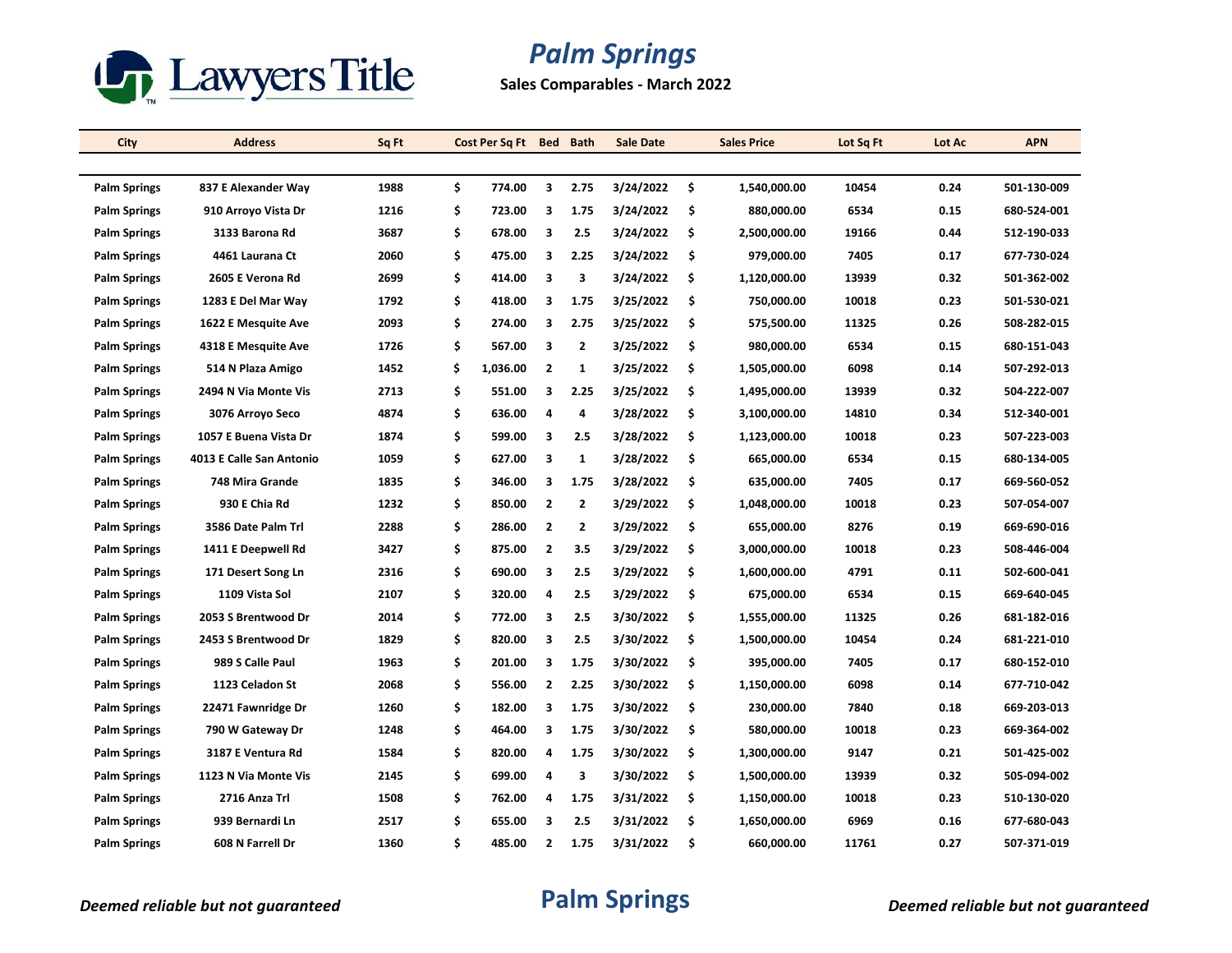# Palm Springs

**Sales Comparables - March 2022**

| City | Address | Sq Ft | Cost Per Sq Ft | Bed | Bath | Sale Date | Sales Price | Lot Sq Ft | Lot Ac | APN |
|---|---|---|---|---|---|---|---|---|---|---|
| Palm Springs | 837 E Alexander Way | 1988 | $ 774.00 | 3 | 2.75 | 3/24/2022 | $ 1,540,000.00 | 10454 | 0.24 | 501-130-009 |
| Palm Springs | 910 Arroyo Vista Dr | 1216 | $ 723.00 | 3 | 1.75 | 3/24/2022 | $ 880,000.00 | 6534 | 0.15 | 680-524-001 |
| Palm Springs | 3133 Barona Rd | 3687 | $ 678.00 | 3 | 2.5 | 3/24/2022 | $ 2,500,000.00 | 19166 | 0.44 | 512-190-033 |
| Palm Springs | 4461 Laurana Ct | 2060 | $ 475.00 | 3 | 2.25 | 3/24/2022 | $ 979,000.00 | 7405 | 0.17 | 677-730-024 |
| Palm Springs | 2605 E Verona Rd | 2699 | $ 414.00 | 3 | 3 | 3/24/2022 | $ 1,120,000.00 | 13939 | 0.32 | 501-362-002 |
| Palm Springs | 1283 E Del Mar Way | 1792 | $ 418.00 | 3 | 1.75 | 3/25/2022 | $ 750,000.00 | 10018 | 0.23 | 501-530-021 |
| Palm Springs | 1622 E Mesquite Ave | 2093 | $ 274.00 | 3 | 2.75 | 3/25/2022 | $ 575,500.00 | 11325 | 0.26 | 508-282-015 |
| Palm Springs | 4318 E Mesquite Ave | 1726 | $ 567.00 | 3 | 2 | 3/25/2022 | $ 980,000.00 | 6534 | 0.15 | 680-151-043 |
| Palm Springs | 514 N Plaza Amigo | 1452 | $ 1,036.00 | 2 | 1 | 3/25/2022 | $ 1,505,000.00 | 6098 | 0.14 | 507-292-013 |
| Palm Springs | 2494 N Via Monte Vis | 2713 | $ 551.00 | 3 | 2.25 | 3/25/2022 | $ 1,495,000.00 | 13939 | 0.32 | 504-222-007 |
| Palm Springs | 3076 Arroyo Seco | 4874 | $ 636.00 | 4 | 4 | 3/28/2022 | $ 3,100,000.00 | 14810 | 0.34 | 512-340-001 |
| Palm Springs | 1057 E Buena Vista Dr | 1874 | $ 599.00 | 3 | 2.5 | 3/28/2022 | $ 1,123,000.00 | 10018 | 0.23 | 507-223-003 |
| Palm Springs | 4013 E Calle San Antonio | 1059 | $ 627.00 | 3 | 1 | 3/28/2022 | $ 665,000.00 | 6534 | 0.15 | 680-134-005 |
| Palm Springs | 748 Mira Grande | 1835 | $ 346.00 | 3 | 1.75 | 3/28/2022 | $ 635,000.00 | 7405 | 0.17 | 669-560-052 |
| Palm Springs | 930 E Chia Rd | 1232 | $ 850.00 | 2 | 2 | 3/29/2022 | $ 1,048,000.00 | 10018 | 0.23 | 507-054-007 |
| Palm Springs | 3586 Date Palm Trl | 2288 | $ 286.00 | 2 | 2 | 3/29/2022 | $ 655,000.00 | 8276 | 0.19 | 669-690-016 |
| Palm Springs | 1411 E Deepwell Rd | 3427 | $ 875.00 | 2 | 3.5 | 3/29/2022 | $ 3,000,000.00 | 10018 | 0.23 | 508-446-004 |
| Palm Springs | 171 Desert Song Ln | 2316 | $ 690.00 | 3 | 2.5 | 3/29/2022 | $ 1,600,000.00 | 4791 | 0.11 | 502-600-041 |
| Palm Springs | 1109 Vista Sol | 2107 | $ 320.00 | 4 | 2.5 | 3/29/2022 | $ 675,000.00 | 6534 | 0.15 | 669-640-045 |
| Palm Springs | 2053 S Brentwood Dr | 2014 | $ 772.00 | 3 | 2.5 | 3/30/2022 | $ 1,555,000.00 | 11325 | 0.26 | 681-182-016 |
| Palm Springs | 2453 S Brentwood Dr | 1829 | $ 820.00 | 3 | 2.5 | 3/30/2022 | $ 1,500,000.00 | 10454 | 0.24 | 681-221-010 |
| Palm Springs | 989 S Calle Paul | 1963 | $ 201.00 | 3 | 1.75 | 3/30/2022 | $ 395,000.00 | 7405 | 0.17 | 680-152-010 |
| Palm Springs | 1123 Celadon St | 2068 | $ 556.00 | 2 | 2.25 | 3/30/2022 | $ 1,150,000.00 | 6098 | 0.14 | 677-710-042 |
| Palm Springs | 22471 Fawnridge Dr | 1260 | $ 182.00 | 3 | 1.75 | 3/30/2022 | $ 230,000.00 | 7840 | 0.18 | 669-203-013 |
| Palm Springs | 790 W Gateway Dr | 1248 | $ 464.00 | 3 | 1.75 | 3/30/2022 | $ 580,000.00 | 10018 | 0.23 | 669-364-002 |
| Palm Springs | 3187 E Ventura Rd | 1584 | $ 820.00 | 4 | 1.75 | 3/30/2022 | $ 1,300,000.00 | 9147 | 0.21 | 501-425-002 |
| Palm Springs | 1123 N Via Monte Vis | 2145 | $ 699.00 | 4 | 3 | 3/30/2022 | $ 1,500,000.00 | 13939 | 0.32 | 505-094-002 |
| Palm Springs | 2716 Anza Trl | 1508 | $ 762.00 | 4 | 1.75 | 3/31/2022 | $ 1,150,000.00 | 10018 | 0.23 | 510-130-020 |
| Palm Springs | 939 Bernardi Ln | 2517 | $ 655.00 | 3 | 2.5 | 3/31/2022 | $ 1,650,000.00 | 6969 | 0.16 | 677-680-043 |
| Palm Springs | 608 N Farrell Dr | 1360 | $ 485.00 | 2 | 1.75 | 3/31/2022 | $ 660,000.00 | 11761 | 0.27 | 507-371-019 |

*Deemed reliable but not guaranteed*

**Palm Springs**

*Deemed reliable but not guaranteed*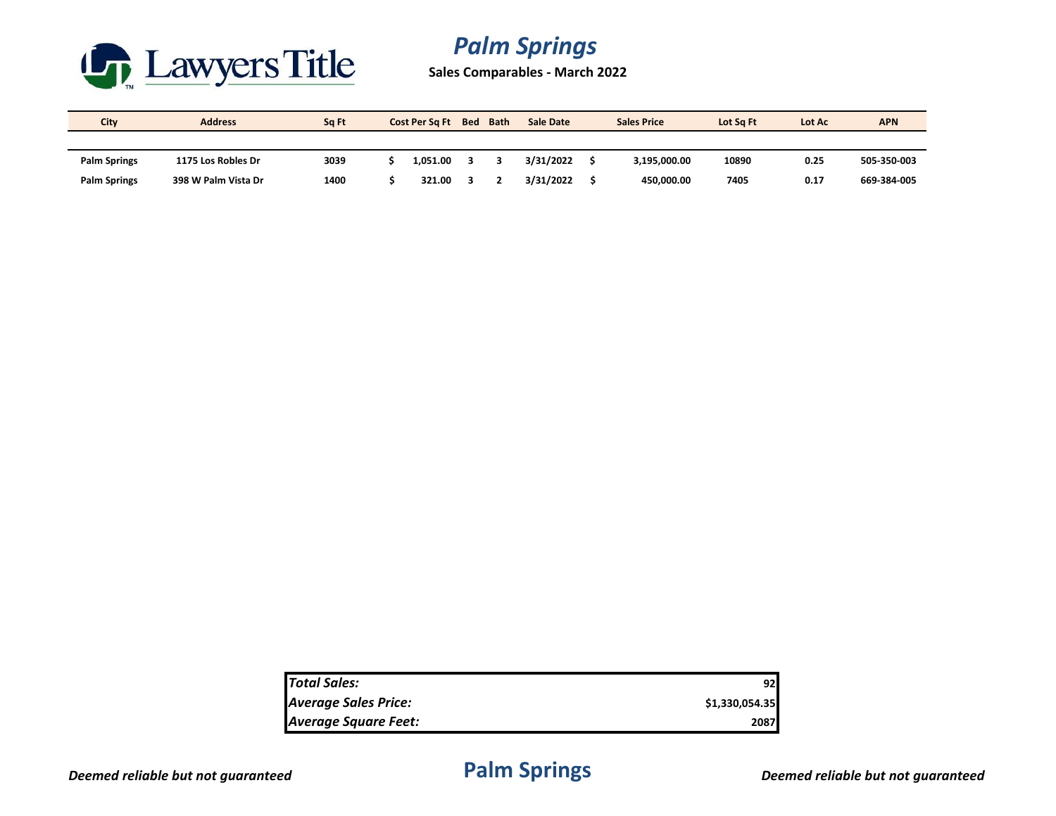Lawyers Title

# Palm Springs

**Sales Comparables - March 2022**

| City | Address | Sq Ft | Cost Per Sq Ft | Bed | Bath | Sale Date | Sales Price | Lot Sq Ft | Lot Ac | APN |
|---|---|---|---|---|---|---|---|---|---|---|
| Palm Springs | 1175 Los Robles Dr | 3039 | $ 1,051.00 | 3 | 3 | 3/31/2022 | $ 3,195,000.00 | 10890 | 0.25 | 505-350-003 |
| Palm Springs | 398 W Palm Vista Dr | 1400 | $ 321.00 | 3 | 2 | 3/31/2022 | $ 450,000.00 | 7405 | 0.17 | 669-384-005 |

| | |
|---|---|
| *Total Sales:* | 92 |
| *Average Sales Price:* | $1,330,054.35 |
| *Average Square Feet:* | 2087 |

*Deemed reliable but not guaranteed* **Palm Springs** *Deemed reliable but not guaranteed*